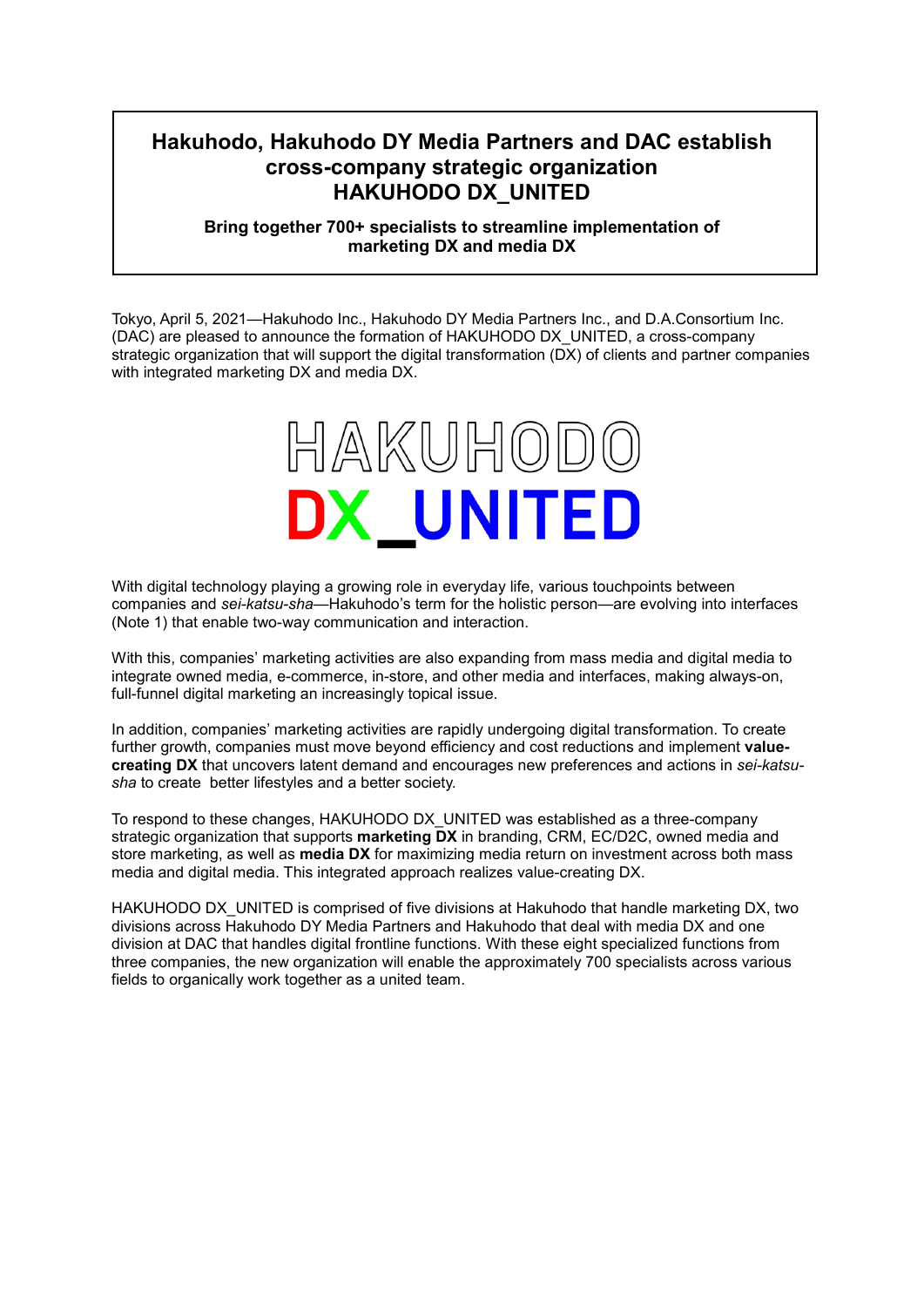# Hakuhodo, Hakuhodo DY Media Partners and DAC establish cross-company strategic organization HAKUHODO DX_UNITED

**Bring together 700+ specialists to streamline implementation of marketing DX and media DX**

Tokyo, April 5, 2021—Hakuhodo Inc., Hakuhodo DY Media Partners Inc., and D.A.Consortium Inc. (DAC) are pleased to announce the formation of HAKUHODO DX_UNITED, a cross-company strategic organization that will support the digital transformation (DX) of clients and partner companies with integrated marketing DX and media DX.

HAKUHODO
DX_UNITED

With digital technology playing a growing role in everyday life, various touchpoints between companies and *sei-katsu-sha*—Hakuhodo's term for the holistic person—are evolving into interfaces (Note 1) that enable two-way communication and interaction.

With this, companies' marketing activities are also expanding from mass media and digital media to integrate owned media, e-commerce, in-store, and other media and interfaces, making always-on, full-funnel digital marketing an increasingly topical issue.

In addition, companies' marketing activities are rapidly undergoing digital transformation. To create further growth, companies must move beyond efficiency and cost reductions and implement **value-creating DX** that uncovers latent demand and encourages new preferences and actions in *sei-katsu-sha* to create better lifestyles and a better society.

To respond to these changes, HAKUHODO DX_UNITED was established as a three-company strategic organization that supports **marketing DX** in branding, CRM, EC/D2C, owned media and store marketing, as well as **media DX** for maximizing media return on investment across both mass media and digital media. This integrated approach realizes value-creating DX.

HAKUHODO DX_UNITED is comprised of five divisions at Hakuhodo that handle marketing DX, two divisions across Hakuhodo DY Media Partners and Hakuhodo that deal with media DX and one division at DAC that handles digital frontline functions. With these eight specialized functions from three companies, the new organization will enable the approximately 700 specialists across various fields to organically work together as a united team.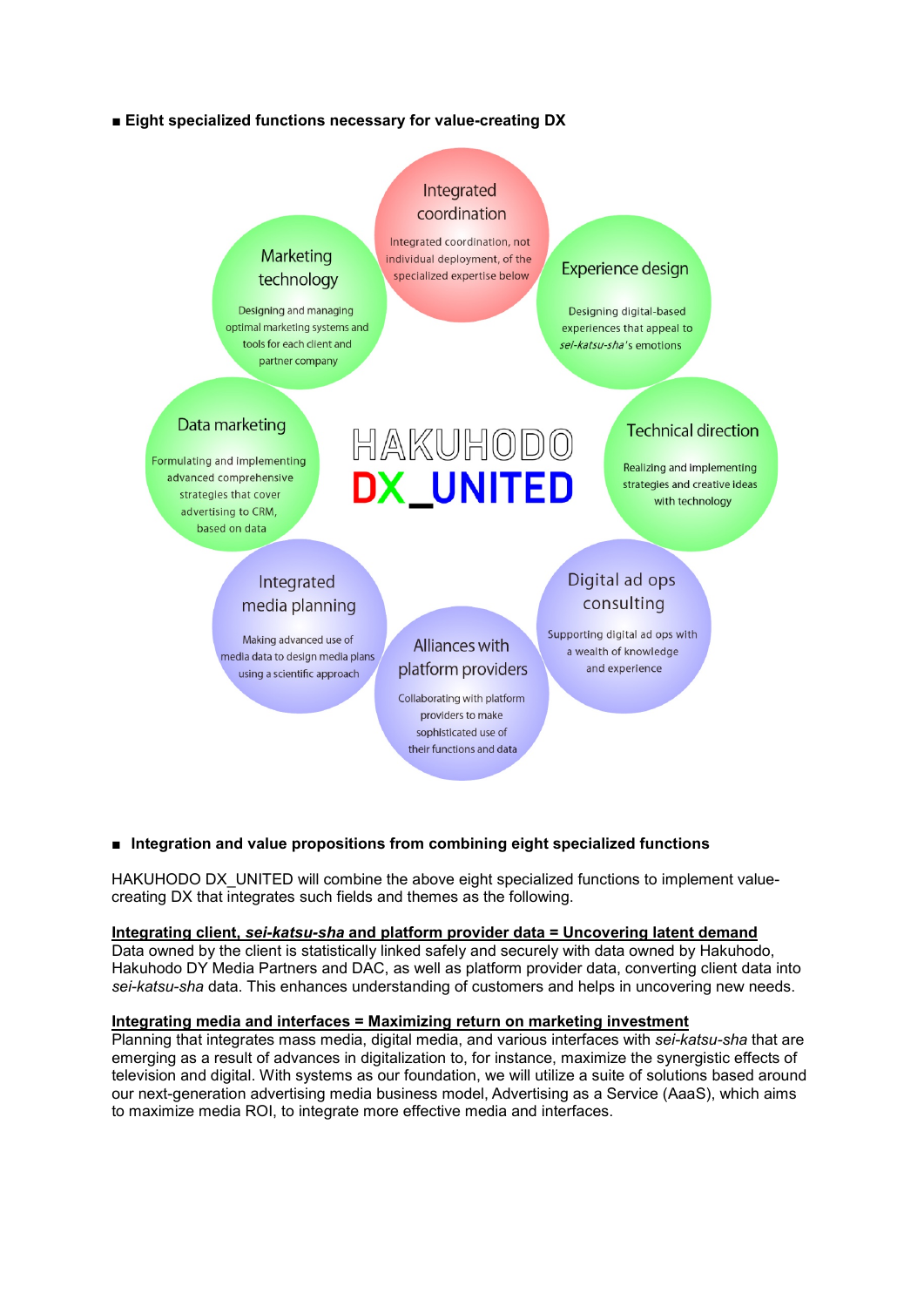■ **Eight specialized functions necessary for value-creating DX**

**Integrated coordination**
Integrated coordination, not individual deployment, of the specialized expertise below

**Experience design**
Designing digital-based experiences that appeal to *sei-katsu-sha*'s emotions

**Technical direction**
Realizing and implementing strategies and creative ideas with technology

**Digital ad ops consulting**
Supporting digital ad ops with a wealth of knowledge and experience

**Alliances with platform providers**
Collaborating with platform providers to make sophisticated use of their functions and data

**Integrated media planning**
Making advanced use of media data to design media plans using a scientific approach

**Data marketing**
Formulating and implementing advanced comprehensive strategies that cover advertising to CRM, based on data

**Marketing technology**
Designing and managing optimal marketing systems and tools for each client and partner company

HAKUHODO
DX_UNITED

■ **Integration and value propositions from combining eight specialized functions**

HAKUHODO DX_UNITED will combine the above eight specialized functions to implement value-creating DX that integrates such fields and themes as the following.

**Integrating client, *sei-katsu-sha* and platform provider data = Uncovering latent demand**
Data owned by the client is statistically linked safely and securely with data owned by Hakuhodo, Hakuhodo DY Media Partners and DAC, as well as platform provider data, converting client data into *sei-katsu-sha* data. This enhances understanding of customers and helps in uncovering new needs.

**Integrating media and interfaces = Maximizing return on marketing investment**
Planning that integrates mass media, digital media, and various interfaces with *sei-katsu-sha* that are emerging as a result of advances in digitalization to, for instance, maximize the synergistic effects of television and digital. With systems as our foundation, we will utilize a suite of solutions based around our next-generation advertising media business model, Advertising as a Service (AaaS), which aims to maximize media ROI, to integrate more effective media and interfaces.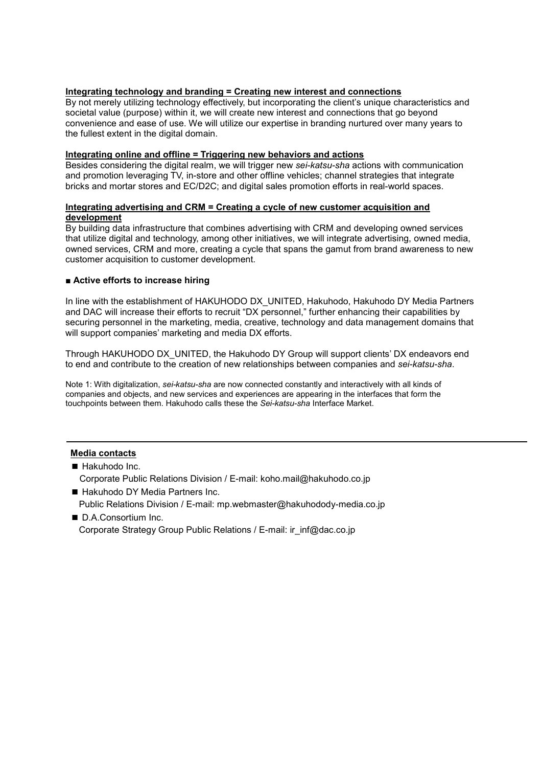**Integrating technology and branding = Creating new interest and connections**

By not merely utilizing technology effectively, but incorporating the client's unique characteristics and societal value (purpose) within it, we will create new interest and connections that go beyond convenience and ease of use. We will utilize our expertise in branding nurtured over many years to the fullest extent in the digital domain.

**Integrating online and offline = Triggering new behaviors and actions**

Besides considering the digital realm, we will trigger new *sei-katsu-sha* actions with communication and promotion leveraging TV, in-store and other offline vehicles; channel strategies that integrate bricks and mortar stores and EC/D2C; and digital sales promotion efforts in real-world spaces.

**Integrating advertising and CRM = Creating a cycle of new customer acquisition and development**

By building data infrastructure that combines advertising with CRM and developing owned services that utilize digital and technology, among other initiatives, we will integrate advertising, owned media, owned services, CRM and more, creating a cycle that spans the gamut from brand awareness to new customer acquisition to customer development.

**■ Active efforts to increase hiring**

In line with the establishment of HAKUHODO DX_UNITED, Hakuhodo, Hakuhodo DY Media Partners and DAC will increase their efforts to recruit "DX personnel," further enhancing their capabilities by securing personnel in the marketing, media, creative, technology and data management domains that will support companies' marketing and media DX efforts.

Through HAKUHODO DX_UNITED, the Hakuhodo DY Group will support clients' DX endeavors end to end and contribute to the creation of new relationships between companies and *sei-katsu-sha*.

Note 1: With digitalization, *sei-katsu-sha* are now connected constantly and interactively with all kinds of companies and objects, and new services and experiences are appearing in the interfaces that form the touchpoints between them. Hakuhodo calls these the *Sei-katsu-sha* Interface Market.

---

**Media contacts**

- Hakuhodo Inc.
  Corporate Public Relations Division / E-mail: koho.mail@hakuhodo.co.jp
- Hakuhodo DY Media Partners Inc.
  Public Relations Division / E-mail: mp.webmaster@hakuhodody-media.co.jp
- D.A.Consortium Inc.
  Corporate Strategy Group Public Relations / E-mail: ir_inf@dac.co.jp